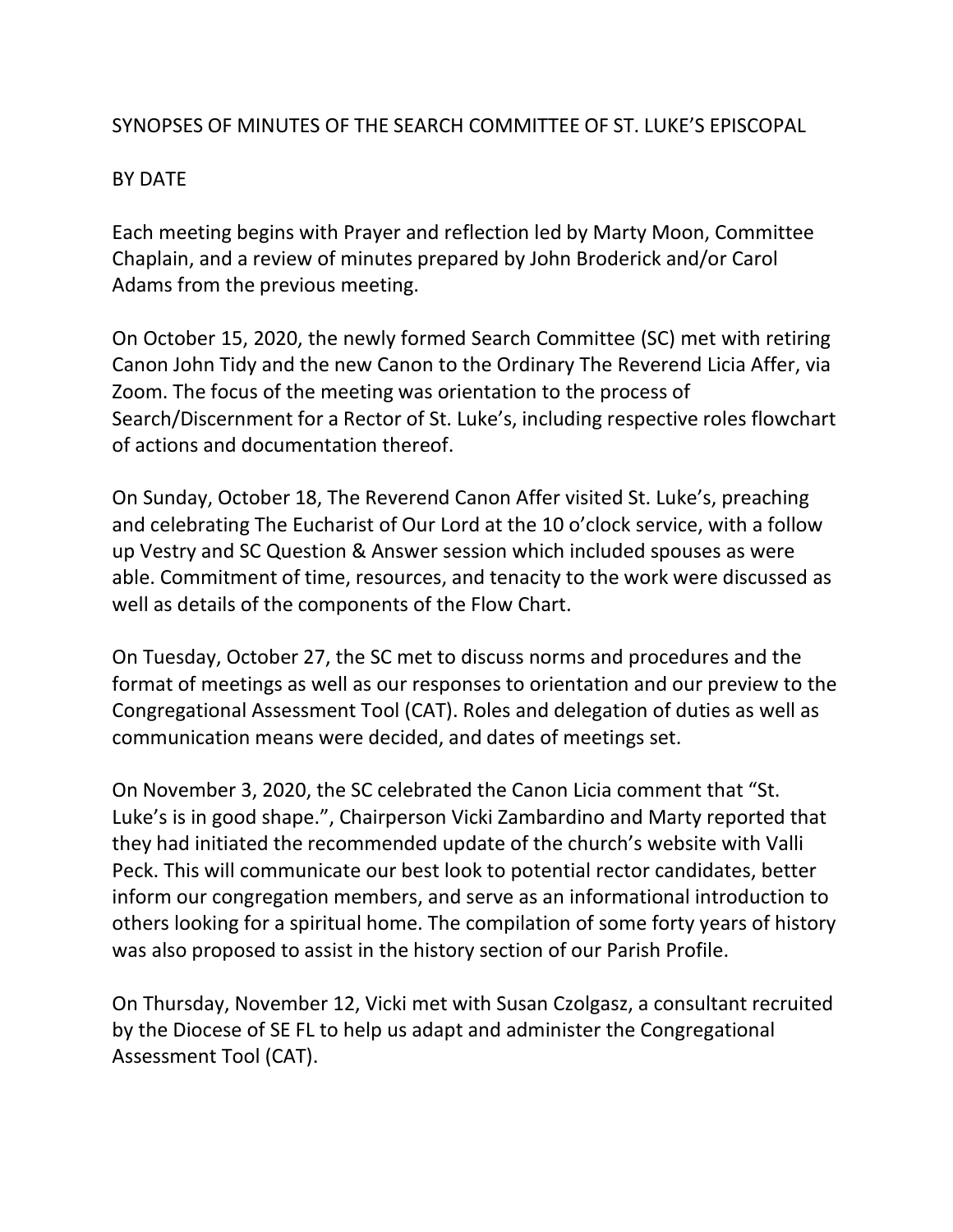# SYNOPSES OF MINUTES OF THE SEARCH COMMITTEE OF ST. LUKE'S EPISCOPAL

## BY DATE

Each meeting begins with Prayer and reflection led by Marty Moon, Committee Chaplain, and a review of minutes prepared by John Broderick and/or Carol Adams from the previous meeting.

On October 15, 2020, the newly formed Search Committee (SC) met with retiring Canon John Tidy and the new Canon to the Ordinary The Reverend Licia Affer, via Zoom. The focus of the meeting was orientation to the process of Search/Discernment for a Rector of St. Luke's, including respective roles flowchart of actions and documentation thereof.

On Sunday, October 18, The Reverend Canon Affer visited St. Luke's, preaching and celebrating The Eucharist of Our Lord at the 10 o'clock service, with a follow up Vestry and SC Question & Answer session which included spouses as were able. Commitment of time, resources, and tenacity to the work were discussed as well as details of the components of the Flow Chart.

On Tuesday, October 27, the SC met to discuss norms and procedures and the format of meetings as well as our responses to orientation and our preview to the Congregational Assessment Tool (CAT). Roles and delegation of duties as well as communication means were decided, and dates of meetings set.

On November 3, 2020, the SC celebrated the Canon Licia comment that "St. Luke's is in good shape.", Chairperson Vicki Zambardino and Marty reported that they had initiated the recommended update of the church's website with Valli Peck. This will communicate our best look to potential rector candidates, better inform our congregation members, and serve as an informational introduction to others looking for a spiritual home. The compilation of some forty years of history was also proposed to assist in the history section of our Parish Profile.

On Thursday, November 12, Vicki met with Susan Czolgasz, a consultant recruited by the Diocese of SE FL to help us adapt and administer the Congregational Assessment Tool (CAT).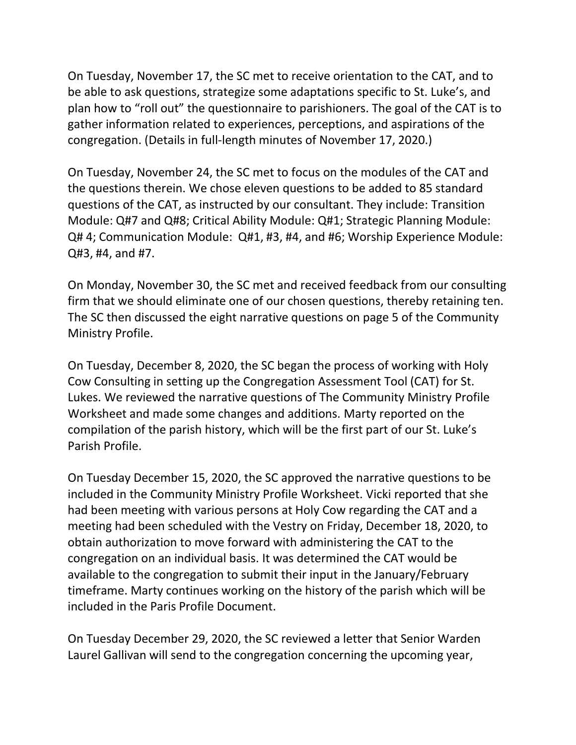On Tuesday, November 17, the SC met to receive orientation to the CAT, and to be able to ask questions, strategize some adaptations specific to St. Luke's, and plan how to "roll out" the questionnaire to parishioners. The goal of the CAT is to gather information related to experiences, perceptions, and aspirations of the congregation. (Details in full-length minutes of November 17, 2020.)

On Tuesday, November 24, the SC met to focus on the modules of the CAT and the questions therein. We chose eleven questions to be added to 85 standard questions of the CAT, as instructed by our consultant. They include: Transition Module: Q#7 and Q#8; Critical Ability Module: Q#1; Strategic Planning Module: Q# 4; Communication Module: Q#1, #3, #4, and #6; Worship Experience Module: Q#3, #4, and #7.

On Monday, November 30, the SC met and received feedback from our consulting firm that we should eliminate one of our chosen questions, thereby retaining ten. The SC then discussed the eight narrative questions on page 5 of the Community Ministry Profile.

On Tuesday, December 8, 2020, the SC began the process of working with Holy Cow Consulting in setting up the Congregation Assessment Tool (CAT) for St. Lukes. We reviewed the narrative questions of The Community Ministry Profile Worksheet and made some changes and additions. Marty reported on the compilation of the parish history, which will be the first part of our St. Luke's Parish Profile.

On Tuesday December 15, 2020, the SC approved the narrative questions to be included in the Community Ministry Profile Worksheet. Vicki reported that she had been meeting with various persons at Holy Cow regarding the CAT and a meeting had been scheduled with the Vestry on Friday, December 18, 2020, to obtain authorization to move forward with administering the CAT to the congregation on an individual basis. It was determined the CAT would be available to the congregation to submit their input in the January/February timeframe. Marty continues working on the history of the parish which will be included in the Paris Profile Document.

On Tuesday December 29, 2020, the SC reviewed a letter that Senior Warden Laurel Gallivan will send to the congregation concerning the upcoming year,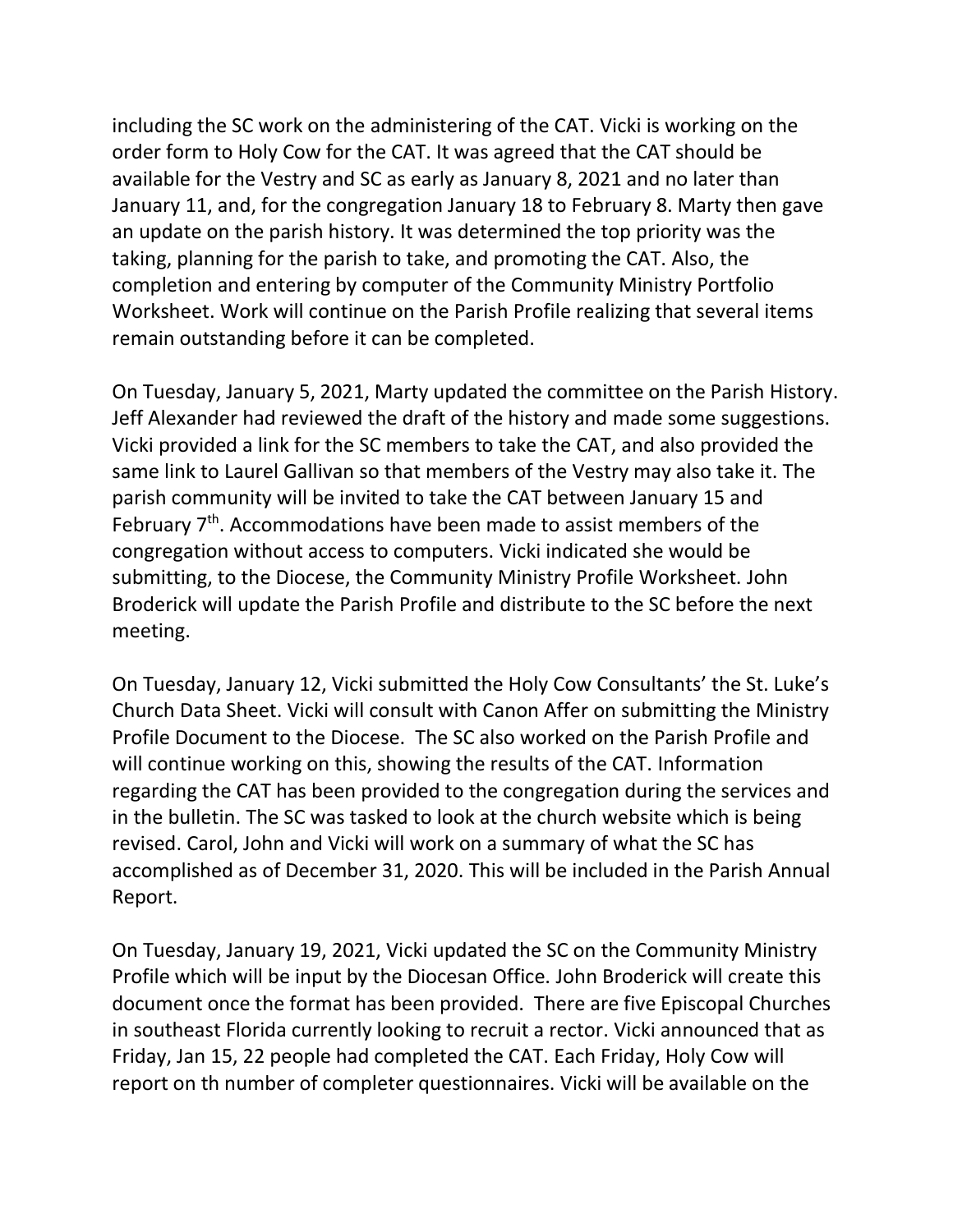including the SC work on the administering of the CAT. Vicki is working on the order form to Holy Cow for the CAT. It was agreed that the CAT should be available for the Vestry and SC as early as January 8, 2021 and no later than January 11, and, for the congregation January 18 to February 8. Marty then gave an update on the parish history. It was determined the top priority was the taking, planning for the parish to take, and promoting the CAT. Also, the completion and entering by computer of the Community Ministry Portfolio Worksheet. Work will continue on the Parish Profile realizing that several items remain outstanding before it can be completed.

On Tuesday, January 5, 2021, Marty updated the committee on the Parish History. Jeff Alexander had reviewed the draft of the history and made some suggestions. Vicki provided a link for the SC members to take the CAT, and also provided the same link to Laurel Gallivan so that members of the Vestry may also take it. The parish community will be invited to take the CAT between January 15 and February 7th. Accommodations have been made to assist members of the congregation without access to computers. Vicki indicated she would be submitting, to the Diocese, the Community Ministry Profile Worksheet. John Broderick will update the Parish Profile and distribute to the SC before the next meeting.

On Tuesday, January 12, Vicki submitted the Holy Cow Consultants' the St. Luke's Church Data Sheet. Vicki will consult with Canon Affer on submitting the Ministry Profile Document to the Diocese. The SC also worked on the Parish Profile and will continue working on this, showing the results of the CAT. Information regarding the CAT has been provided to the congregation during the services and in the bulletin. The SC was tasked to look at the church website which is being revised. Carol, John and Vicki will work on a summary of what the SC has accomplished as of December 31, 2020. This will be included in the Parish Annual Report.

On Tuesday, January 19, 2021, Vicki updated the SC on the Community Ministry Profile which will be input by the Diocesan Office. John Broderick will create this document once the format has been provided. There are five Episcopal Churches in southeast Florida currently looking to recruit a rector. Vicki announced that as Friday, Jan 15, 22 people had completed the CAT. Each Friday, Holy Cow will report on th number of completer questionnaires. Vicki will be available on the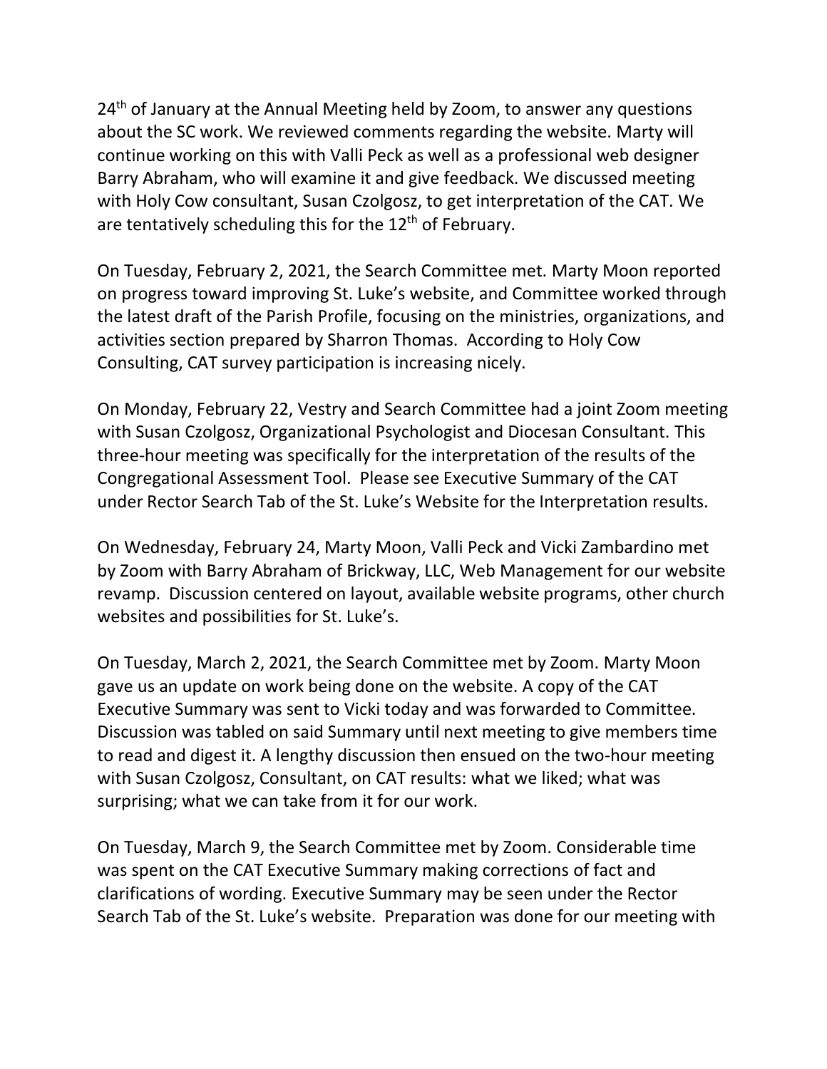24th of January at the Annual Meeting held by Zoom, to answer any questions about the SC work. We reviewed comments regarding the website. Marty will continue working on this with Valli Peck as well as a professional web designer Barry Abraham, who will examine it and give feedback. We discussed meeting with Holy Cow consultant, Susan Czolgosz, to get interpretation of the CAT. We are tentatively scheduling this for the 12th of February.

On Tuesday, February 2, 2021, the Search Committee met. Marty Moon reported on progress toward improving St. Luke's website, and Committee worked through the latest draft of the Parish Profile, focusing on the ministries, organizations, and activities section prepared by Sharron Thomas. According to Holy Cow Consulting, CAT survey participation is increasing nicely.

On Monday, February 22, Vestry and Search Committee had a joint Zoom meeting with Susan Czolgosz, Organizational Psychologist and Diocesan Consultant. This three-hour meeting was specifically for the interpretation of the results of the Congregational Assessment Tool. Please see Executive Summary of the CAT under Rector Search Tab of the St. Luke's Website for the Interpretation results.

On Wednesday, February 24, Marty Moon, Valli Peck and Vicki Zambardino met by Zoom with Barry Abraham of Brickway, LLC, Web Management for our website revamp. Discussion centered on layout, available website programs, other church websites and possibilities for St. Luke's.

On Tuesday, March 2, 2021, the Search Committee met by Zoom. Marty Moon gave us an update on work being done on the website. A copy of the CAT Executive Summary was sent to Vicki today and was forwarded to Committee. Discussion was tabled on said Summary until next meeting to give members time to read and digest it. A lengthy discussion then ensued on the two-hour meeting with Susan Czolgosz, Consultant, on CAT results: what we liked; what was surprising; what we can take from it for our work.

On Tuesday, March 9, the Search Committee met by Zoom. Considerable time was spent on the CAT Executive Summary making corrections of fact and clarifications of wording. Executive Summary may be seen under the Rector Search Tab of the St. Luke's website. Preparation was done for our meeting with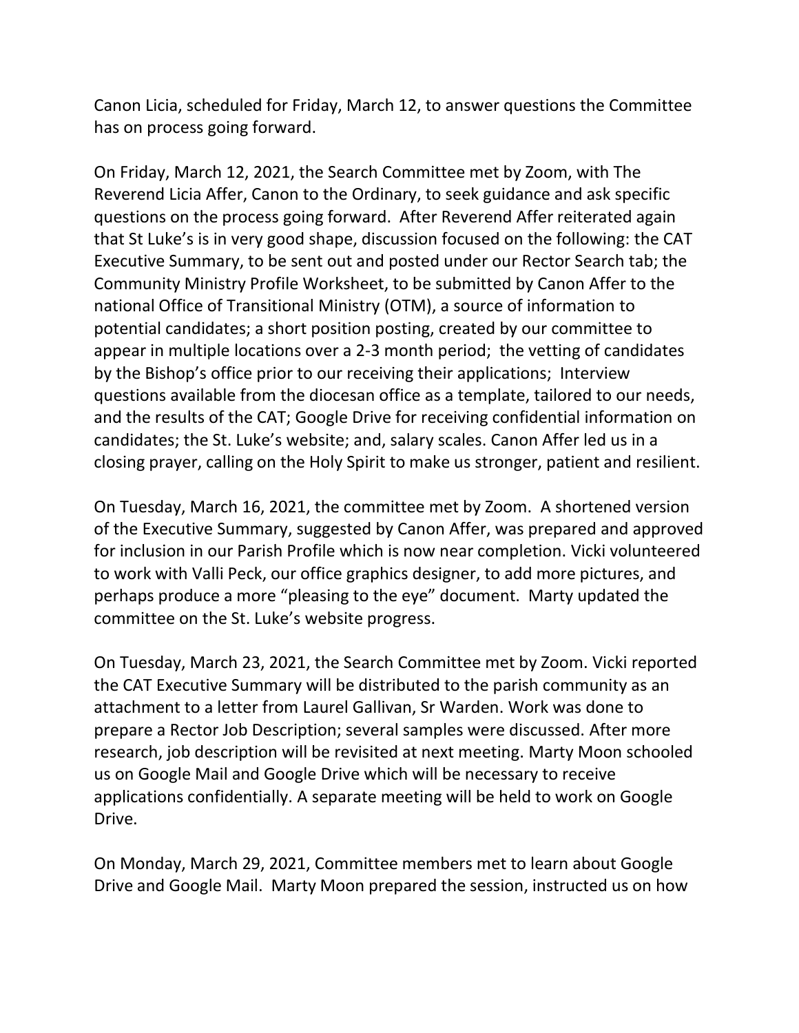Canon Licia, scheduled for Friday, March 12, to answer questions the Committee has on process going forward.

On Friday, March 12, 2021, the Search Committee met by Zoom, with The Reverend Licia Affer, Canon to the Ordinary, to seek guidance and ask specific questions on the process going forward. After Reverend Affer reiterated again that St Luke's is in very good shape, discussion focused on the following: the CAT Executive Summary, to be sent out and posted under our Rector Search tab; the Community Ministry Profile Worksheet, to be submitted by Canon Affer to the national Office of Transitional Ministry (OTM), a source of information to potential candidates; a short position posting, created by our committee to appear in multiple locations over a 2-3 month period; the vetting of candidates by the Bishop's office prior to our receiving their applications; Interview questions available from the diocesan office as a template, tailored to our needs, and the results of the CAT; Google Drive for receiving confidential information on candidates; the St. Luke's website; and, salary scales. Canon Affer led us in a closing prayer, calling on the Holy Spirit to make us stronger, patient and resilient.

On Tuesday, March 16, 2021, the committee met by Zoom. A shortened version of the Executive Summary, suggested by Canon Affer, was prepared and approved for inclusion in our Parish Profile which is now near completion. Vicki volunteered to work with Valli Peck, our office graphics designer, to add more pictures, and perhaps produce a more "pleasing to the eye" document. Marty updated the committee on the St. Luke's website progress.

On Tuesday, March 23, 2021, the Search Committee met by Zoom. Vicki reported the CAT Executive Summary will be distributed to the parish community as an attachment to a letter from Laurel Gallivan, Sr Warden. Work was done to prepare a Rector Job Description; several samples were discussed. After more research, job description will be revisited at next meeting. Marty Moon schooled us on Google Mail and Google Drive which will be necessary to receive applications confidentially. A separate meeting will be held to work on Google Drive.

On Monday, March 29, 2021, Committee members met to learn about Google Drive and Google Mail. Marty Moon prepared the session, instructed us on how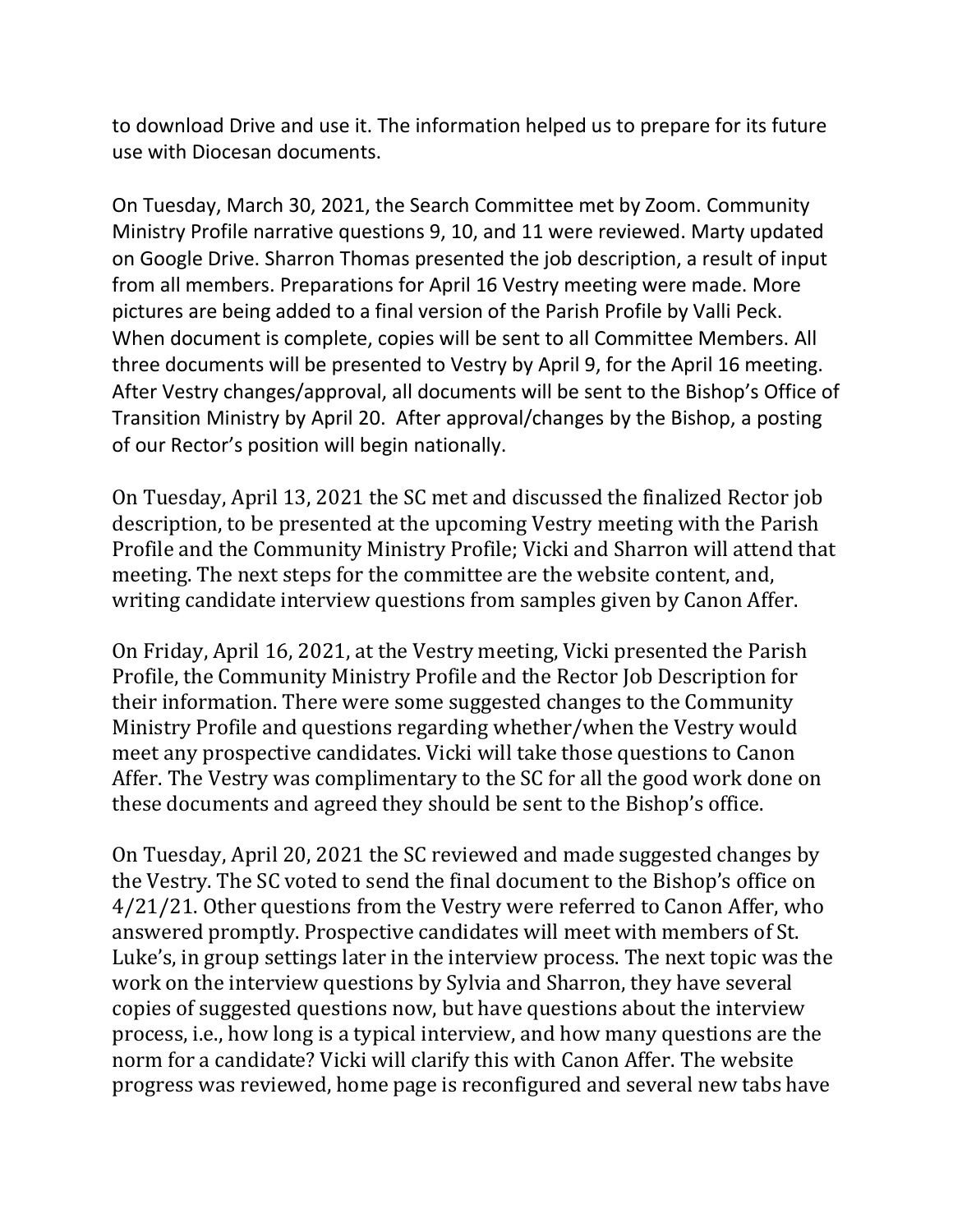to download Drive and use it. The information helped us to prepare for its future use with Diocesan documents.

On Tuesday, March 30, 2021, the Search Committee met by Zoom. Community Ministry Profile narrative questions 9, 10, and 11 were reviewed. Marty updated on Google Drive. Sharron Thomas presented the job description, a result of input from all members. Preparations for April 16 Vestry meeting were made. More pictures are being added to a final version of the Parish Profile by Valli Peck. When document is complete, copies will be sent to all Committee Members. All three documents will be presented to Vestry by April 9, for the April 16 meeting. After Vestry changes/approval, all documents will be sent to the Bishop's Office of Transition Ministry by April 20. After approval/changes by the Bishop, a posting of our Rector's position will begin nationally.

On Tuesday, April 13, 2021 the SC met and discussed the finalized Rector job description, to be presented at the upcoming Vestry meeting with the Parish Profile and the Community Ministry Profile; Vicki and Sharron will attend that meeting. The next steps for the committee are the website content, and, writing candidate interview questions from samples given by Canon Affer.

On Friday, April 16, 2021, at the Vestry meeting, Vicki presented the Parish Profile, the Community Ministry Profile and the Rector Job Description for their information. There were some suggested changes to the Community Ministry Profile and questions regarding whether/when the Vestry would meet any prospective candidates. Vicki will take those questions to Canon Affer. The Vestry was complimentary to the SC for all the good work done on these documents and agreed they should be sent to the Bishop's office.

On Tuesday, April 20, 2021 the SC reviewed and made suggested changes by the Vestry. The SC voted to send the final document to the Bishop's office on 4/21/21. Other questions from the Vestry were referred to Canon Affer, who answered promptly. Prospective candidates will meet with members of St. Luke's, in group settings later in the interview process. The next topic was the work on the interview questions by Sylvia and Sharron, they have several copies of suggested questions now, but have questions about the interview process, i.e., how long is a typical interview, and how many questions are the norm for a candidate? Vicki will clarify this with Canon Affer. The website progress was reviewed, home page is reconfigured and several new tabs have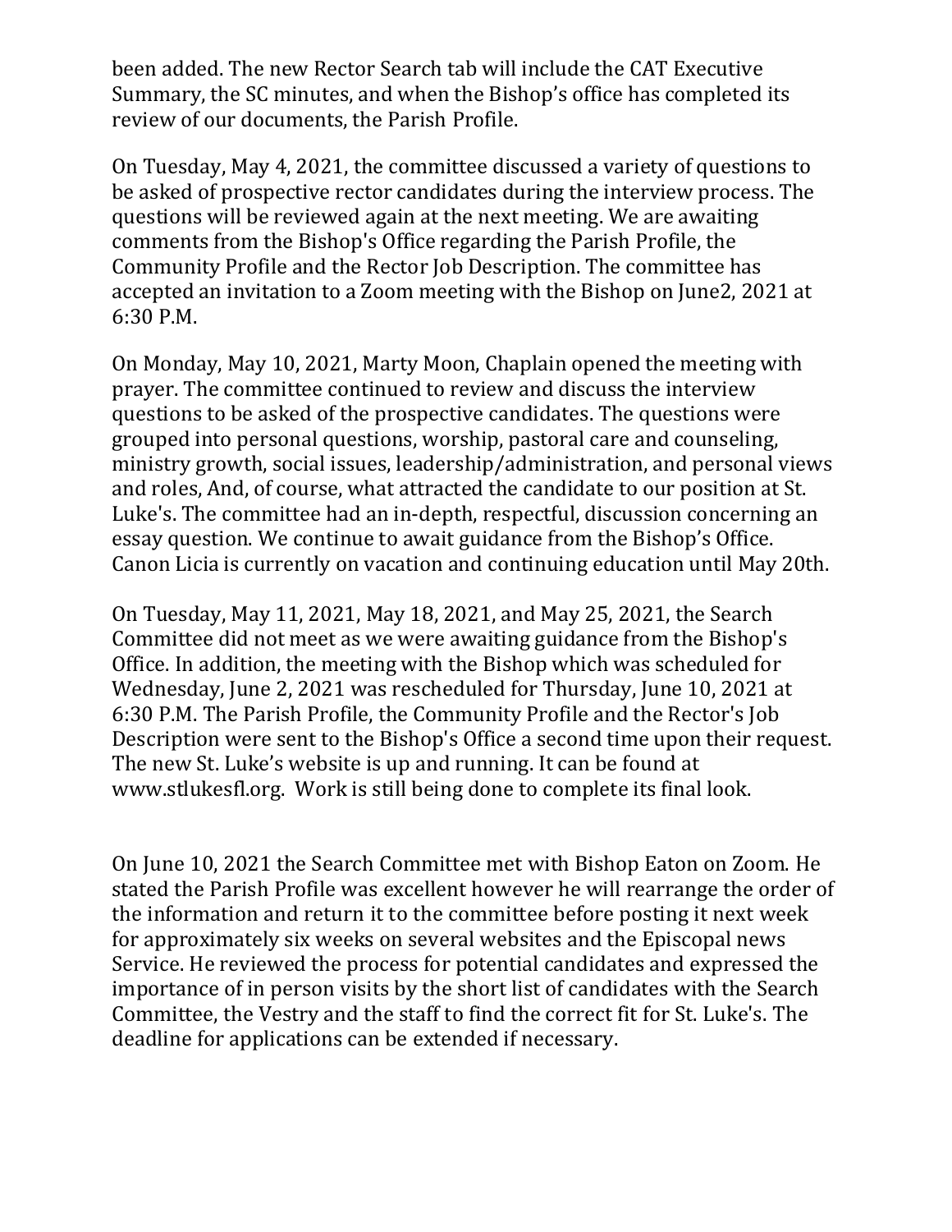been added. The new Rector Search tab will include the CAT Executive Summary, the SC minutes, and when the Bishop's office has completed its review of our documents, the Parish Profile.

On Tuesday, May 4, 2021, the committee discussed a variety of questions to be asked of prospective rector candidates during the interview process. The questions will be reviewed again at the next meeting. We are awaiting comments from the Bishop's Office regarding the Parish Profile, the Community Profile and the Rector Job Description. The committee has accepted an invitation to a Zoom meeting with the Bishop on June2, 2021 at 6:30 P.M.

On Monday, May 10, 2021, Marty Moon, Chaplain opened the meeting with prayer. The committee continued to review and discuss the interview questions to be asked of the prospective candidates. The questions were grouped into personal questions, worship, pastoral care and counseling, ministry growth, social issues, leadership/administration, and personal views and roles, And, of course, what attracted the candidate to our position at St. Luke's. The committee had an in-depth, respectful, discussion concerning an essay question. We continue to await guidance from the Bishop's Office. Canon Licia is currently on vacation and continuing education until May 20th.

On Tuesday, May 11, 2021, May 18, 2021, and May 25, 2021, the Search Committee did not meet as we were awaiting guidance from the Bishop's Office. In addition, the meeting with the Bishop which was scheduled for Wednesday, June 2, 2021 was rescheduled for Thursday, June 10, 2021 at 6:30 P.M. The Parish Profile, the Community Profile and the Rector's Job Description were sent to the Bishop's Office a second time upon their request. The new St. Luke's website is up and running. It can be found at www.stlukesfl.org. Work is still being done to complete its final look.

On June 10, 2021 the Search Committee met with Bishop Eaton on Zoom. He stated the Parish Profile was excellent however he will rearrange the order of the information and return it to the committee before posting it next week for approximately six weeks on several websites and the Episcopal news Service. He reviewed the process for potential candidates and expressed the importance of in person visits by the short list of candidates with the Search Committee, the Vestry and the staff to find the correct fit for St. Luke's. The deadline for applications can be extended if necessary.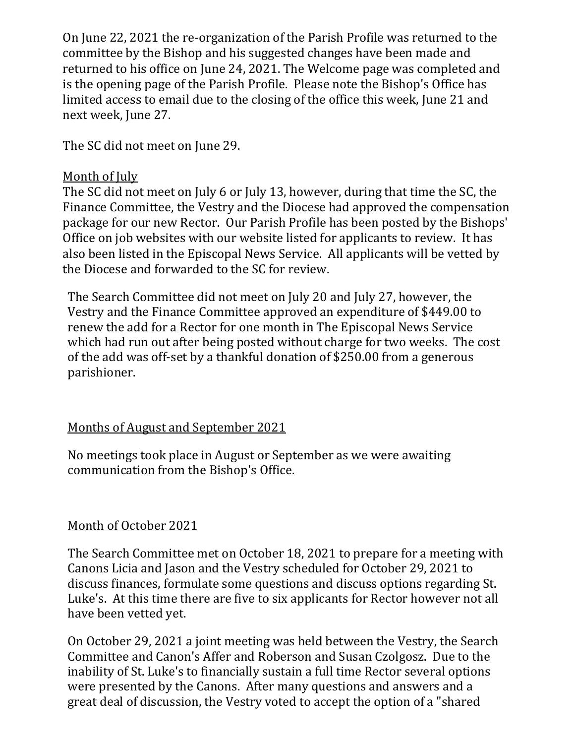On June 22, 2021 the re-organization of the Parish Profile was returned to the committee by the Bishop and his suggested changes have been made and returned to his office on June 24, 2021. The Welcome page was completed and is the opening page of the Parish Profile. Please note the Bishop's Office has limited access to email due to the closing of the office this week, June 21 and next week, June 27.

The SC did not meet on June 29.

<u>Month of July</u>

The SC did not meet on July 6 or July 13, however, during that time the SC, the Finance Committee, the Vestry and the Diocese had approved the compensation package for our new Rector. Our Parish Profile has been posted by the Bishops' Office on job websites with our website listed for applicants to review. It has also been listed in the Episcopal News Service. All applicants will be vetted by the Diocese and forwarded to the SC for review.

The Search Committee did not meet on July 20 and July 27, however, the Vestry and the Finance Committee approved an expenditure of $449.00 to renew the add for a Rector for one month in The Episcopal News Service which had run out after being posted without charge for two weeks. The cost of the add was off-set by a thankful donation of $250.00 from a generous parishioner.

<u>Months of August and September 2021</u>

No meetings took place in August or September as we were awaiting communication from the Bishop's Office.

<u>Month of October 2021</u>

The Search Committee met on October 18, 2021 to prepare for a meeting with Canons Licia and Jason and the Vestry scheduled for October 29, 2021 to discuss finances, formulate some questions and discuss options regarding St. Luke's. At this time there are five to six applicants for Rector however not all have been vetted yet.

On October 29, 2021 a joint meeting was held between the Vestry, the Search Committee and Canon's Affer and Roberson and Susan Czolgosz. Due to the inability of St. Luke's to financially sustain a full time Rector several options were presented by the Canons. After many questions and answers and a great deal of discussion, the Vestry voted to accept the option of a "shared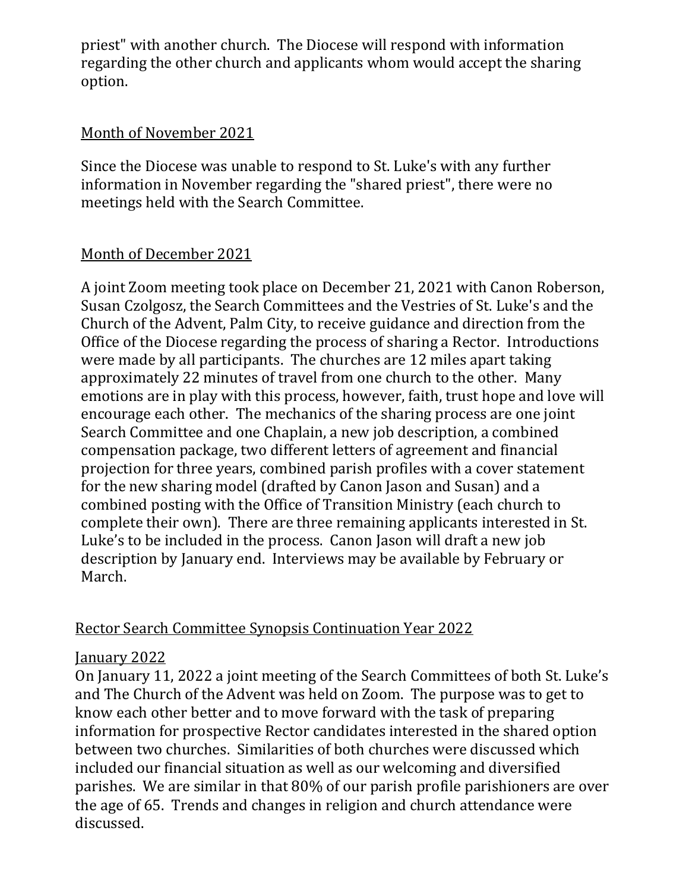priest" with another church. The Diocese will respond with information regarding the other church and applicants whom would accept the sharing option.

## Month of November 2021

Since the Diocese was unable to respond to St. Luke's with any further information in November regarding the "shared priest", there were no meetings held with the Search Committee.

## Month of December 2021

A joint Zoom meeting took place on December 21, 2021 with Canon Roberson, Susan Czolgosz, the Search Committees and the Vestries of St. Luke's and the Church of the Advent, Palm City, to receive guidance and direction from the Office of the Diocese regarding the process of sharing a Rector. Introductions were made by all participants. The churches are 12 miles apart taking approximately 22 minutes of travel from one church to the other. Many emotions are in play with this process, however, faith, trust hope and love will encourage each other. The mechanics of the sharing process are one joint Search Committee and one Chaplain, a new job description, a combined compensation package, two different letters of agreement and financial projection for three years, combined parish profiles with a cover statement for the new sharing model (drafted by Canon Jason and Susan) and a combined posting with the Office of Transition Ministry (each church to complete their own). There are three remaining applicants interested in St. Luke's to be included in the process. Canon Jason will draft a new job description by January end. Interviews may be available by February or March.

## Rector Search Committee Synopsis Continuation Year 2022

### January 2022

On January 11, 2022 a joint meeting of the Search Committees of both St. Luke's and The Church of the Advent was held on Zoom. The purpose was to get to know each other better and to move forward with the task of preparing information for prospective Rector candidates interested in the shared option between two churches. Similarities of both churches were discussed which included our financial situation as well as our welcoming and diversified parishes. We are similar in that 80% of our parish profile parishioners are over the age of 65. Trends and changes in religion and church attendance were discussed.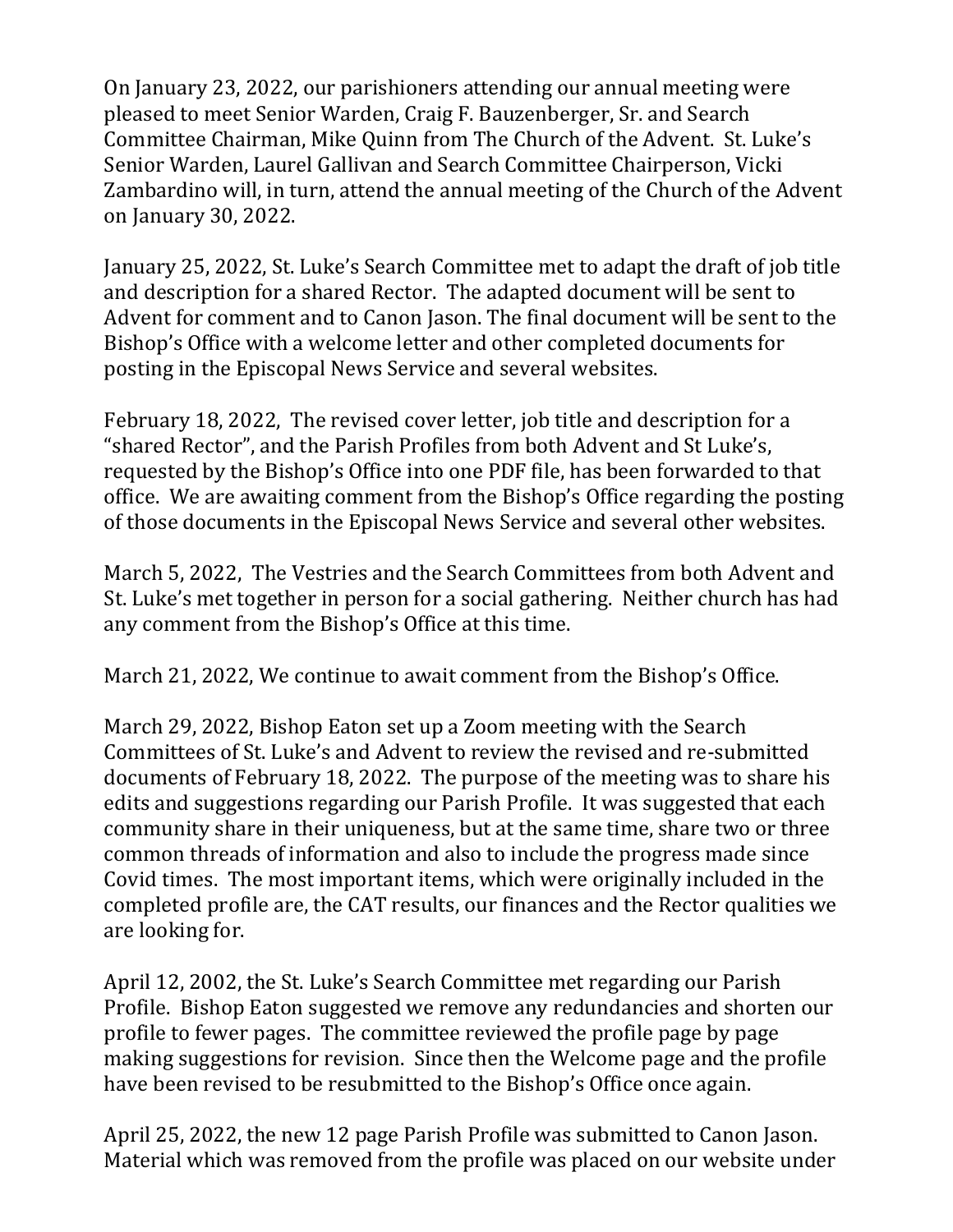On January 23, 2022, our parishioners attending our annual meeting were pleased to meet Senior Warden, Craig F. Bauzenberger, Sr. and Search Committee Chairman, Mike Quinn from The Church of the Advent. St. Luke's Senior Warden, Laurel Gallivan and Search Committee Chairperson, Vicki Zambardino will, in turn, attend the annual meeting of the Church of the Advent on January 30, 2022.

January 25, 2022, St. Luke's Search Committee met to adapt the draft of job title and description for a shared Rector. The adapted document will be sent to Advent for comment and to Canon Jason. The final document will be sent to the Bishop's Office with a welcome letter and other completed documents for posting in the Episcopal News Service and several websites.

February 18, 2022, The revised cover letter, job title and description for a "shared Rector", and the Parish Profiles from both Advent and St Luke's, requested by the Bishop's Office into one PDF file, has been forwarded to that office. We are awaiting comment from the Bishop's Office regarding the posting of those documents in the Episcopal News Service and several other websites.

March 5, 2022, The Vestries and the Search Committees from both Advent and St. Luke's met together in person for a social gathering. Neither church has had any comment from the Bishop's Office at this time.

March 21, 2022, We continue to await comment from the Bishop's Office.

March 29, 2022, Bishop Eaton set up a Zoom meeting with the Search Committees of St. Luke's and Advent to review the revised and re-submitted documents of February 18, 2022. The purpose of the meeting was to share his edits and suggestions regarding our Parish Profile. It was suggested that each community share in their uniqueness, but at the same time, share two or three common threads of information and also to include the progress made since Covid times. The most important items, which were originally included in the completed profile are, the CAT results, our finances and the Rector qualities we are looking for.

April 12, 2002, the St. Luke's Search Committee met regarding our Parish Profile. Bishop Eaton suggested we remove any redundancies and shorten our profile to fewer pages. The committee reviewed the profile page by page making suggestions for revision. Since then the Welcome page and the profile have been revised to be resubmitted to the Bishop's Office once again.

April 25, 2022, the new 12 page Parish Profile was submitted to Canon Jason. Material which was removed from the profile was placed on our website under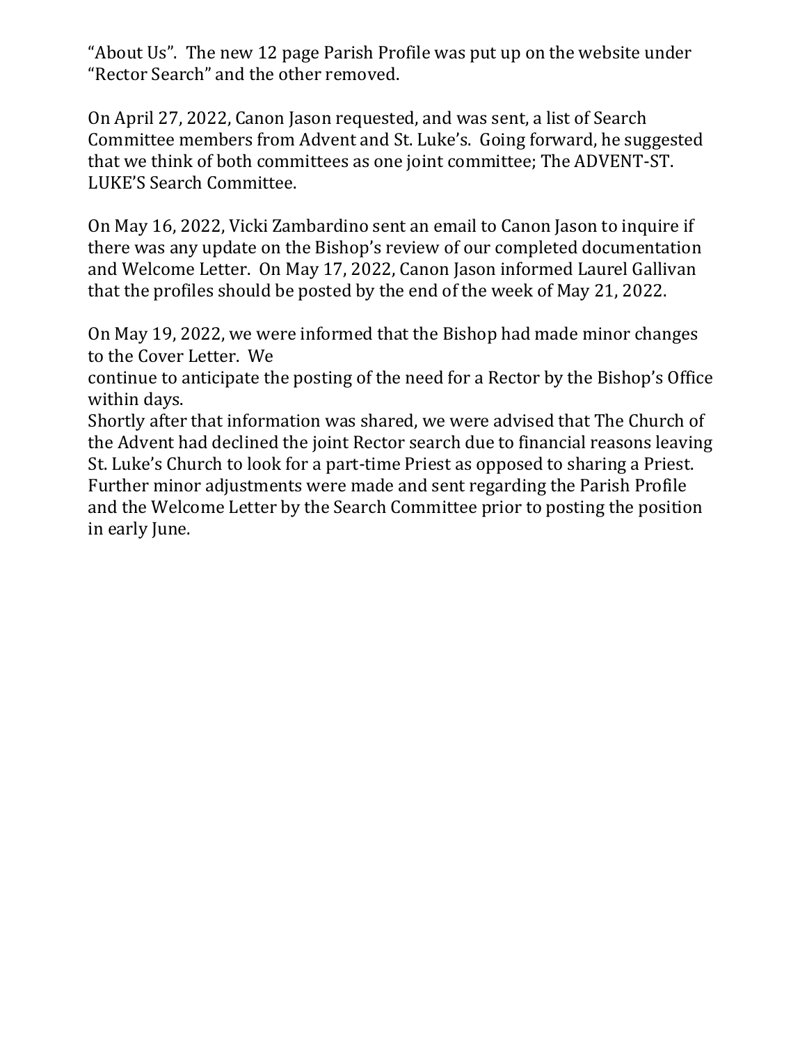"About Us". The new 12 page Parish Profile was put up on the website under "Rector Search" and the other removed.

On April 27, 2022, Canon Jason requested, and was sent, a list of Search Committee members from Advent and St. Luke's. Going forward, he suggested that we think of both committees as one joint committee; The ADVENT-ST. LUKE'S Search Committee.

On May 16, 2022, Vicki Zambardino sent an email to Canon Jason to inquire if there was any update on the Bishop's review of our completed documentation and Welcome Letter. On May 17, 2022, Canon Jason informed Laurel Gallivan that the profiles should be posted by the end of the week of May 21, 2022.

On May 19, 2022, we were informed that the Bishop had made minor changes to the Cover Letter. We continue to anticipate the posting of the need for a Rector by the Bishop's Office within days.
Shortly after that information was shared, we were advised that The Church of the Advent had declined the joint Rector search due to financial reasons leaving St. Luke's Church to look for a part-time Priest as opposed to sharing a Priest. Further minor adjustments were made and sent regarding the Parish Profile and the Welcome Letter by the Search Committee prior to posting the position in early June.